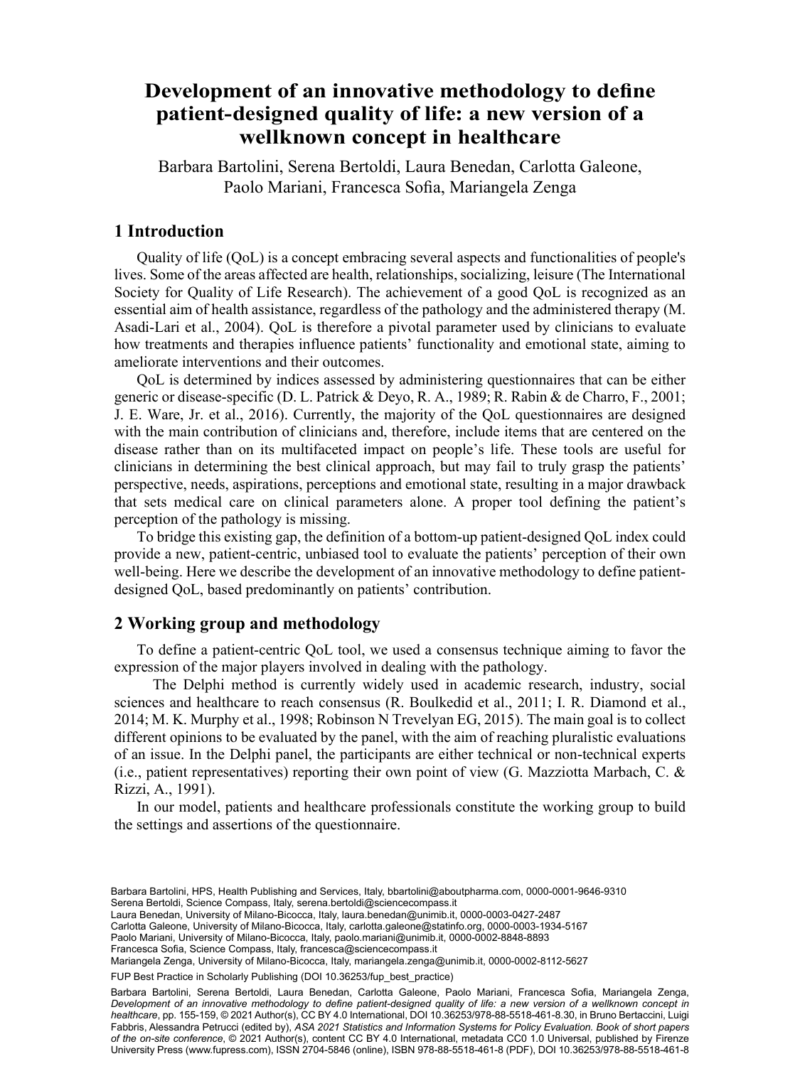# Development of an innovative methodology to define patient-designed quality of life: a new version of a wellknown concept in healthcare

Barbara Bartolini, Serena Bertoldi, Laura Benedan, Carlotta Galeone, Paolo Mariani, Francesca Sofia, Mariangela Zenga

## 1 Introduction

Quality of life (QoL) is a concept embracing several aspects and functionalities of people's lives. Some of the areas affected are health, relationships, socializing, leisure (The International Society for Quality of Life Research). The achievement of a good QoL is recognized as an essential aim of health assistance, regardless of the pathology and the administered therapy (M. Asadi-Lari et al., 2004). QoL is therefore a pivotal parameter used by clinicians to evaluate how treatments and therapies influence patients' functionality and emotional state, aiming to ameliorate interventions and their outcomes.

QoL is determined by indices assessed by administering questionnaires that can be either generic or disease-specific (D. L. Patrick & Deyo, R. A., 1989; R. Rabin & de Charro, F., 2001; J. E. Ware, Jr. et al., 2016). Currently, the majority of the QoL questionnaires are designed with the main contribution of clinicians and, therefore, include items that are centered on the disease rather than on its multifaceted impact on people's life. These tools are useful for clinicians in determining the best clinical approach, but may fail to truly grasp the patients' perspective, needs, aspirations, perceptions and emotional state, resulting in a major drawback that sets medical care on clinical parameters alone. A proper tool defining the patient's perception of the pathology is missing.

To bridge this existing gap, the definition of a bottom-up patient-designed QoL index could provide a new, patient-centric, unbiased tool to evaluate the patients' perception of their own well-being. Here we describe the development of an innovative methodology to define patient-designed QoL, based predominantly on patients' contribution.

## 2 Working group and methodology

To define a patient-centric QoL tool, we used a consensus technique aiming to favor the expression of the major players involved in dealing with the pathology.

The Delphi method is currently widely used in academic research, industry, social sciences and healthcare to reach consensus (R. Boulkedid et al., 2011; I. R. Diamond et al., 2014; M. K. Murphy et al., 1998; Robinson N Trevelyan EG, 2015). The main goal is to collect different opinions to be evaluated by the panel, with the aim of reaching pluralistic evaluations of an issue. In the Delphi panel, the participants are either technical or non-technical experts (i.e., patient representatives) reporting their own point of view (G. Mazziotta Marbach, C. & Rizzi, A., 1991).

In our model, patients and healthcare professionals constitute the working group to build the settings and assertions of the questionnaire.

Barbara Bartolini, HPS, Health Publishing and Services, Italy, bbartolini@aboutpharma.com, 0000-0001-9646-9310
Serena Bertoldi, Science Compass, Italy, serena.bertoldi@sciencecompass.it
Laura Benedan, University of Milano-Bicocca, Italy, laura.benedan@unimib.it, 0000-0003-0427-2487
Carlotta Galeone, University of Milano-Bicocca, Italy, carlotta.galeone@statinfo.org, 0000-0003-1934-5167
Paolo Mariani, University of Milano-Bicocca, Italy, paolo.mariani@unimib.it, 0000-0002-8848-8893
Francesca Sofia, Science Compass, Italy, francesca@sciencecompass.it
Mariangela Zenga, University of Milano-Bicocca, Italy, mariangela.zenga@unimib.it, 0000-0002-8112-5627

FUP Best Practice in Scholarly Publishing (DOI 10.36253/fup_best_practice)

Barbara Bartolini, Serena Bertoldi, Laura Benedan, Carlotta Galeone, Paolo Mariani, Francesca Sofia, Mariangela Zenga, *Development of an innovative methodology to define patient-designed quality of life: a new version of a wellknown concept in healthcare*, pp. 155-159, © 2021 Author(s), CC BY 4.0 International, DOI 10.36253/978-88-5518-461-8.30, in Bruno Bertaccini, Luigi Fabbris, Alessandra Petrucci (edited by), *ASA 2021 Statistics and Information Systems for Policy Evaluation. Book of short papers of the on-site conference*, © 2021 Author(s), content CC BY 4.0 International, metadata CC0 1.0 Universal, published by Firenze University Press (www.fupress.com), ISSN 2704-5846 (online), ISBN 978-88-5518-461-8 (PDF), DOI 10.36253/978-88-5518-461-8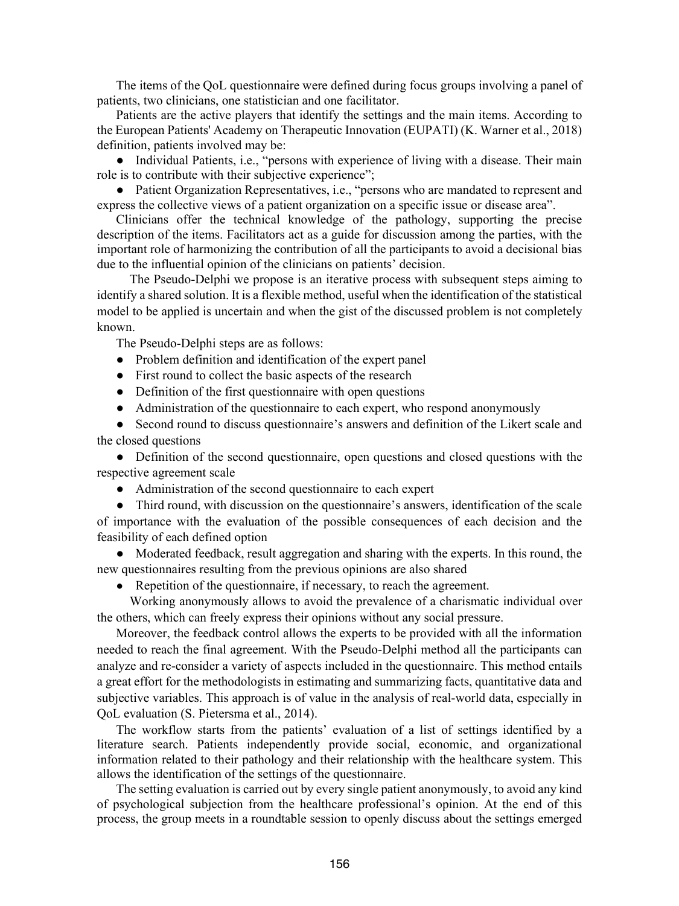The items of the QoL questionnaire were defined during focus groups involving a panel of patients, two clinicians, one statistician and one facilitator.

Patients are the active players that identify the settings and the main items. According to the European Patients' Academy on Therapeutic Innovation (EUPATI) (K. Warner et al., 2018) definition, patients involved may be:

- Individual Patients, i.e., "persons with experience of living with a disease. Their main role is to contribute with their subjective experience";
- Patient Organization Representatives, i.e., "persons who are mandated to represent and express the collective views of a patient organization on a specific issue or disease area".

Clinicians offer the technical knowledge of the pathology, supporting the precise description of the items. Facilitators act as a guide for discussion among the parties, with the important role of harmonizing the contribution of all the participants to avoid a decisional bias due to the influential opinion of the clinicians on patients' decision.

The Pseudo-Delphi we propose is an iterative process with subsequent steps aiming to identify a shared solution. It is a flexible method, useful when the identification of the statistical model to be applied is uncertain and when the gist of the discussed problem is not completely known.

The Pseudo-Delphi steps are as follows:

- Problem definition and identification of the expert panel
- First round to collect the basic aspects of the research
- Definition of the first questionnaire with open questions
- Administration of the questionnaire to each expert, who respond anonymously
- Second round to discuss questionnaire's answers and definition of the Likert scale and the closed questions
- Definition of the second questionnaire, open questions and closed questions with the respective agreement scale
- Administration of the second questionnaire to each expert
- Third round, with discussion on the questionnaire's answers, identification of the scale of importance with the evaluation of the possible consequences of each decision and the feasibility of each defined option
- Moderated feedback, result aggregation and sharing with the experts. In this round, the new questionnaires resulting from the previous opinions are also shared
- Repetition of the questionnaire, if necessary, to reach the agreement.

Working anonymously allows to avoid the prevalence of a charismatic individual over the others, which can freely express their opinions without any social pressure.

Moreover, the feedback control allows the experts to be provided with all the information needed to reach the final agreement. With the Pseudo-Delphi method all the participants can analyze and re-consider a variety of aspects included in the questionnaire. This method entails a great effort for the methodologists in estimating and summarizing facts, quantitative data and subjective variables. This approach is of value in the analysis of real-world data, especially in QoL evaluation (S. Pietersma et al., 2014).

The workflow starts from the patients' evaluation of a list of settings identified by a literature search. Patients independently provide social, economic, and organizational information related to their pathology and their relationship with the healthcare system. This allows the identification of the settings of the questionnaire.

The setting evaluation is carried out by every single patient anonymously, to avoid any kind of psychological subjection from the healthcare professional's opinion. At the end of this process, the group meets in a roundtable session to openly discuss about the settings emerged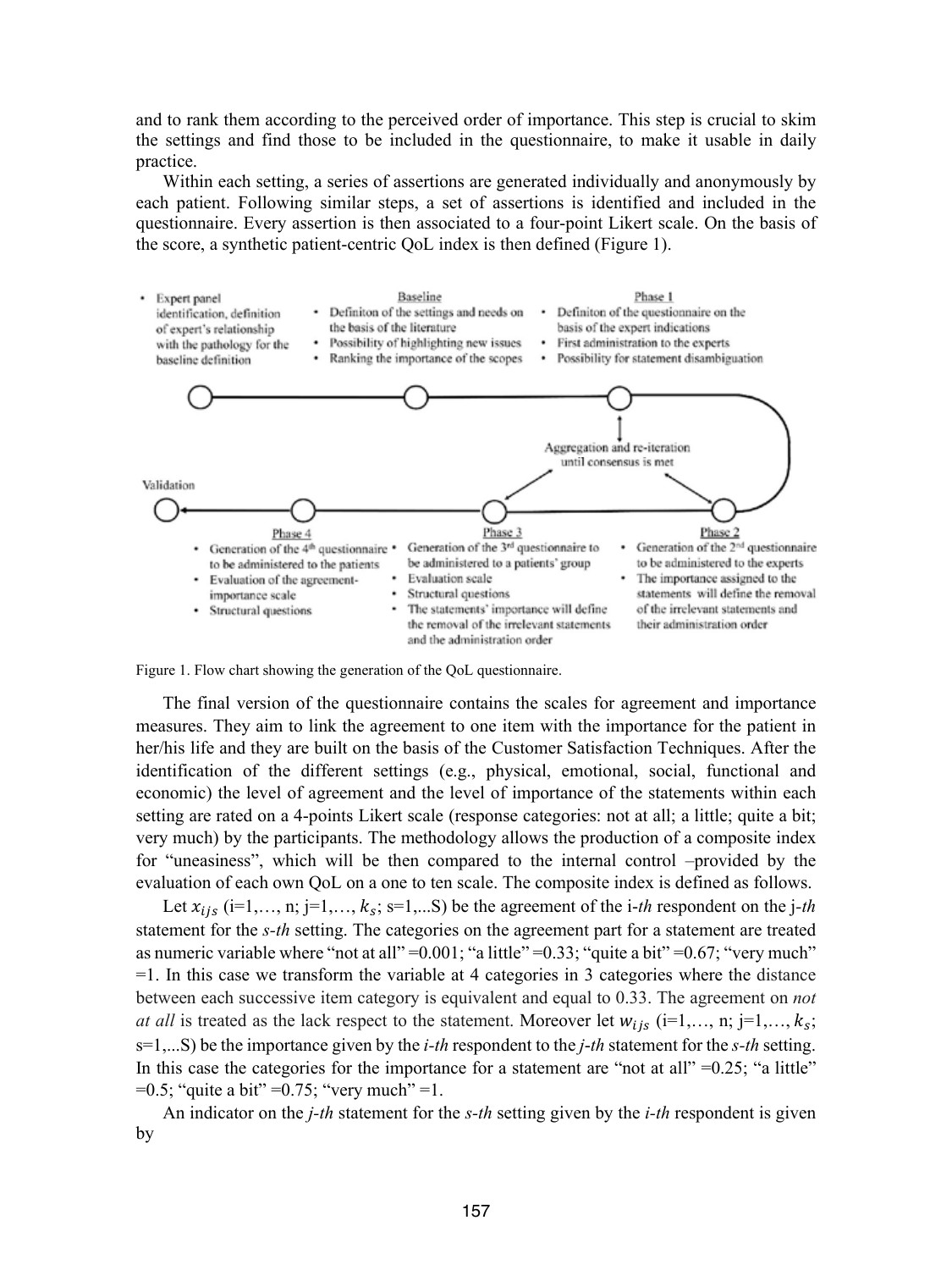and to rank them according to the perceived order of importance. This step is crucial to skim the settings and find those to be included in the questionnaire, to make it usable in daily practice.

Within each setting, a series of assertions are generated individually and anonymously by each patient. Following similar steps, a set of assertions is identified and included in the questionnaire. Every assertion is then associated to a four-point Likert scale. On the basis of the score, a synthetic patient-centric QoL index is then defined (Figure 1).

Figure 1. Flow chart showing the generation of the QoL questionnaire.

The final version of the questionnaire contains the scales for agreement and importance measures. They aim to link the agreement to one item with the importance for the patient in her/his life and they are built on the basis of the Customer Satisfaction Techniques. After the identification of the different settings (e.g., physical, emotional, social, functional and economic) the level of agreement and the level of importance of the statements within each setting are rated on a 4-points Likert scale (response categories: not at all; a little; quite a bit; very much) by the participants. The methodology allows the production of a composite index for "uneasiness", which will be then compared to the internal control –provided by the evaluation of each own QoL on a one to ten scale. The composite index is defined as follows.

Let $x_{ijs}$ (i=1,…, n; j=1,…, $k_s$; s=1,...S) be the agreement of the i-*th* respondent on the j-*th* statement for the *s-th* setting. The categories on the agreement part for a statement are treated as numeric variable where "not at all" =0.001; "a little" =0.33; "quite a bit" =0.67; "very much" =1. In this case we transform the variable at 4 categories in 3 categories where the distance between each successive item category is equivalent and equal to 0.33. The agreement on *not at all* is treated as the lack respect to the statement. Moreover let $w_{ijs}$ (i=1,…, n; j=1,…, $k_s$; s=1,...S) be the importance given by the *i-th* respondent to the *j-th* statement for the *s-th* setting. In this case the categories for the importance for a statement are "not at all" =0.25; "a little" =0.5; "quite a bit" =0.75; "very much" =1.

An indicator on the *j-th* statement for the *s-th* setting given by the *i-th* respondent is given by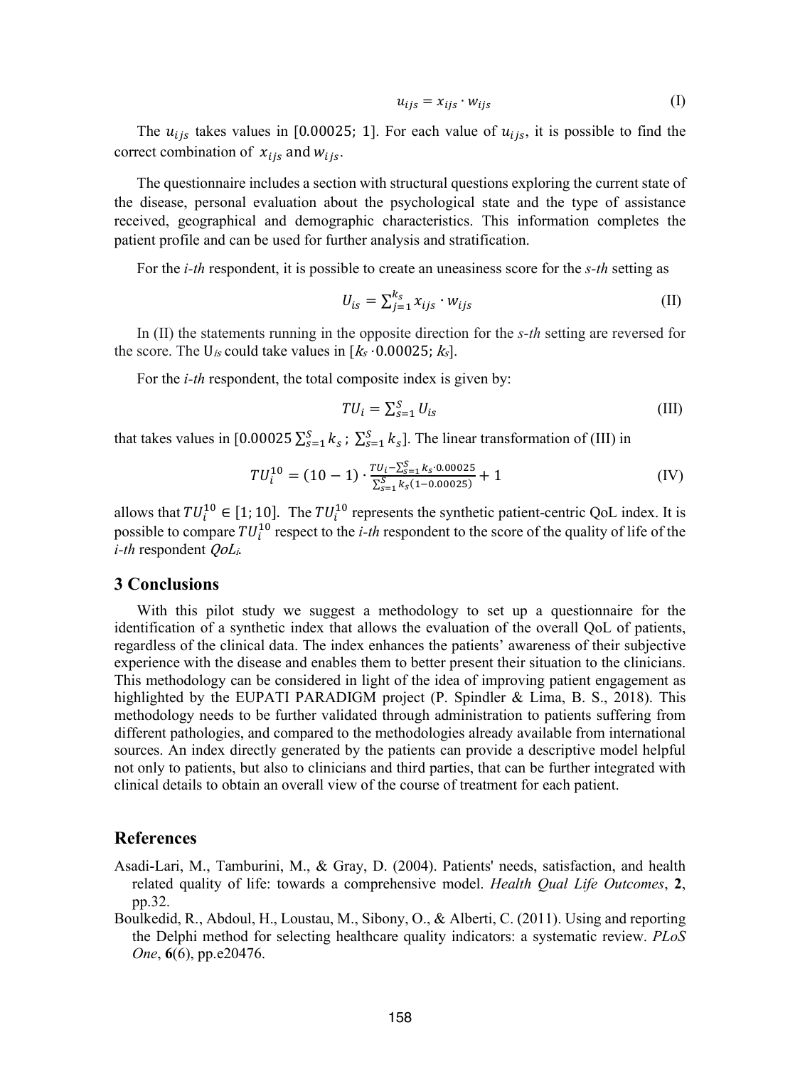$$u_{ijs} = x_{ijs} \cdot w_{ijs} \tag{I}$$

The $u_{ijs}$ takes values in [0.00025; 1]. For each value of $u_{ijs}$, it is possible to find the correct combination of $x_{ijs}$ and $w_{ijs}$.

The questionnaire includes a section with structural questions exploring the current state of the disease, personal evaluation about the psychological state and the type of assistance received, geographical and demographic characteristics. This information completes the patient profile and can be used for further analysis and stratification.

For the *i-th* respondent, it is possible to create an uneasiness score for the *s-th* setting as

$$U_{is} = \sum_{j=1}^{k_s} x_{ijs} \cdot w_{ijs} \tag{II}$$

In (II) the statements running in the opposite direction for the *s-th* setting are reversed for the score. The $U_{is}$ could take values in [$k_s \cdot 0.00025$; $k_s$].

For the *i-th* respondent, the total composite index is given by:

$$TU_i = \sum_{s=1}^{S} U_{is} \tag{III}$$

that takes values in [$0.00025 \sum_{s=1}^{S} k_s$ ; $\sum_{s=1}^{S} k_s$]. The linear transformation of (III) in

$$TU_i^{10} = (10 - 1) \cdot \frac{TU_i - \sum_{s=1}^{S} k_s \cdot 0.00025}{\sum_{s=1}^{S} k_s (1 - 0.00025)} + 1 \tag{IV}$$

allows that $TU_i^{10} \in [1; 10]$. The $TU_i^{10}$ represents the synthetic patient-centric QoL index. It is possible to compare $TU_i^{10}$ respect to the *i-th* respondent to the score of the quality of life of the *i-th* respondent $QoL_i$.

## 3 Conclusions

With this pilot study we suggest a methodology to set up a questionnaire for the identification of a synthetic index that allows the evaluation of the overall QoL of patients, regardless of the clinical data. The index enhances the patients' awareness of their subjective experience with the disease and enables them to better present their situation to the clinicians. This methodology can be considered in light of the idea of improving patient engagement as highlighted by the EUPATI PARADIGM project (P. Spindler & Lima, B. S., 2018). This methodology needs to be further validated through administration to patients suffering from different pathologies, and compared to the methodologies already available from international sources. An index directly generated by the patients can provide a descriptive model helpful not only to patients, but also to clinicians and third parties, that can be further integrated with clinical details to obtain an overall view of the course of treatment for each patient.

## References

Asadi-Lari, M., Tamburini, M., & Gray, D. (2004). Patients' needs, satisfaction, and health related quality of life: towards a comprehensive model. *Health Qual Life Outcomes*, **2**, pp.32.

Boulkedid, R., Abdoul, H., Loustau, M., Sibony, O., & Alberti, C. (2011). Using and reporting the Delphi method for selecting healthcare quality indicators: a systematic review. *PLoS One*, **6**(6), pp.e20476.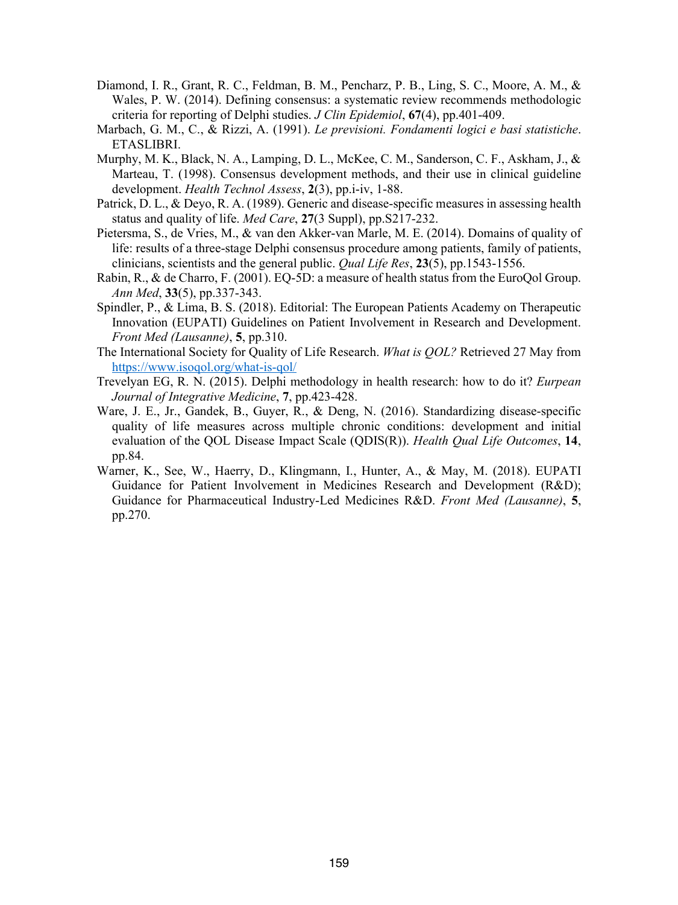Diamond, I. R., Grant, R. C., Feldman, B. M., Pencharz, P. B., Ling, S. C., Moore, A. M., & Wales, P. W. (2014). Defining consensus: a systematic review recommends methodologic criteria for reporting of Delphi studies. *J Clin Epidemiol*, **67**(4), pp.401-409.

Marbach, G. M., C., & Rizzi, A. (1991). *Le previsioni. Fondamenti logici e basi statistiche*. ETASLIBRI.

Murphy, M. K., Black, N. A., Lamping, D. L., McKee, C. M., Sanderson, C. F., Askham, J., & Marteau, T. (1998). Consensus development methods, and their use in clinical guideline development. *Health Technol Assess*, **2**(3), pp.i-iv, 1-88.

Patrick, D. L., & Deyo, R. A. (1989). Generic and disease-specific measures in assessing health status and quality of life. *Med Care*, **27**(3 Suppl), pp.S217-232.

Pietersma, S., de Vries, M., & van den Akker-van Marle, M. E. (2014). Domains of quality of life: results of a three-stage Delphi consensus procedure among patients, family of patients, clinicians, scientists and the general public. *Qual Life Res*, **23**(5), pp.1543-1556.

Rabin, R., & de Charro, F. (2001). EQ-5D: a measure of health status from the EuroQol Group. *Ann Med*, **33**(5), pp.337-343.

Spindler, P., & Lima, B. S. (2018). Editorial: The European Patients Academy on Therapeutic Innovation (EUPATI) Guidelines on Patient Involvement in Research and Development. *Front Med (Lausanne)*, **5**, pp.310.

The International Society for Quality of Life Research. *What is QOL?* Retrieved 27 May from https://www.isoqol.org/what-is-qol/

Trevelyan EG, R. N. (2015). Delphi methodology in health research: how to do it? *Eurpean Journal of Integrative Medicine*, **7**, pp.423-428.

Ware, J. E., Jr., Gandek, B., Guyer, R., & Deng, N. (2016). Standardizing disease-specific quality of life measures across multiple chronic conditions: development and initial evaluation of the QOL Disease Impact Scale (QDIS(R)). *Health Qual Life Outcomes*, **14**, pp.84.

Warner, K., See, W., Haerry, D., Klingmann, I., Hunter, A., & May, M. (2018). EUPATI Guidance for Patient Involvement in Medicines Research and Development (R&D); Guidance for Pharmaceutical Industry-Led Medicines R&D. *Front Med (Lausanne)*, **5**, pp.270.